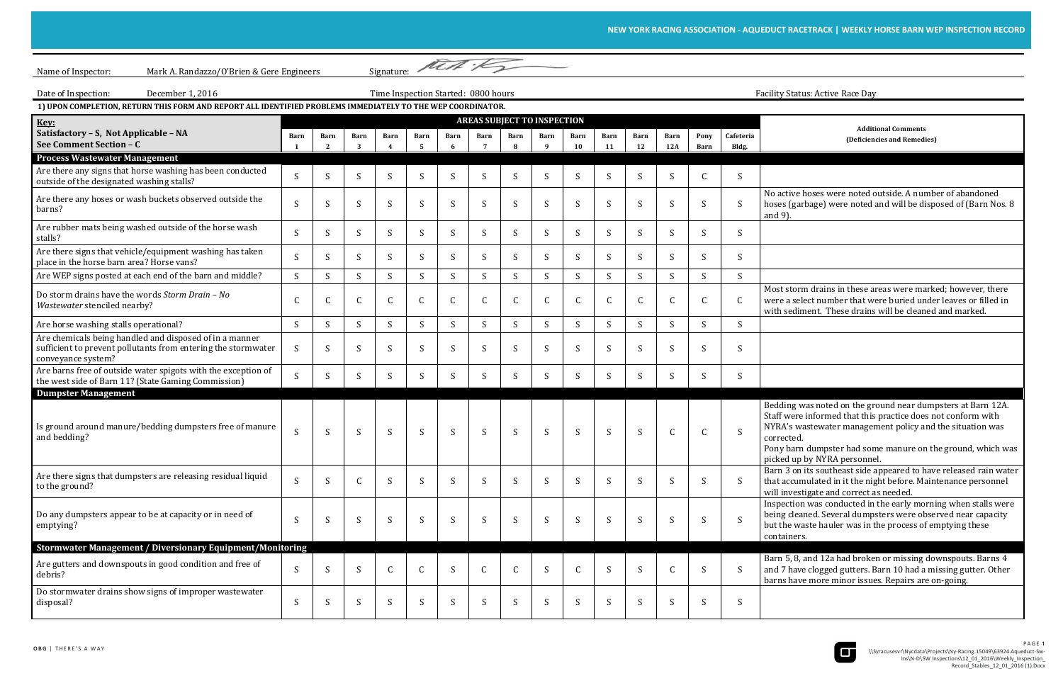## NEW YORK RACING ASSOCIATION - AQUEDUCT RACETRACK | WEEKLY HORSE BARN WEP INSPECTION RECORD

Name of Inspector: Mark A. Randazzo/O'Brien & Gere Engineers Signature:

Date of Inspection: December 1, 2016 Time Inspection Started: 0800 hours Facility Status: Active Race Day

**1) UPON COMPLETION, RETURN THIS FORM AND REPORT ALL IDENTIFIED PROBLEMS IMMEDIATELY TO THE WEP COORDINATOR.**

| Key: Satisfactory – S, Not Applicable – NA See Comment Section – C | AREAS SUBJECT TO INSPECTION | | | | | | | | | | | | | | | Additional Comments (Deficiencies and Remedies) |
|---|---|---|---|---|---|---|---|---|---|---|---|---|---|---|---|---|
| | Barn 1 | Barn 2 | Barn 3 | Barn 4 | Barn 5 | Barn 6 | Barn 7 | Barn 8 | Barn 9 | Barn 10 | Barn 11 | Barn 12 | Barn 12A | Pony Barn | Cafeteria Bldg. | |
| **Process Wastewater Management** | | | | | | | | | | | | | | | | |
| Are there any signs that horse washing has been conducted outside of the designated washing stalls? | S | S | S | S | S | S | S | S | S | S | S | S | S | C | S | |
| Are there any hoses or wash buckets observed outside the barns? | S | S | S | S | S | S | S | S | S | S | S | S | S | S | S | No active hoses were noted outside. A number of abandoned hoses (garbage) were noted and will be disposed of (Barn Nos. 8 and 9). |
| Are rubber mats being washed outside of the horse wash stalls? | S | S | S | S | S | S | S | S | S | S | S | S | S | S | S | |
| Are there signs that vehicle/equipment washing has taken place in the horse barn area? Horse vans? | S | S | S | S | S | S | S | S | S | S | S | S | S | S | S | |
| Are WEP signs posted at each end of the barn and middle? | S | S | S | S | S | S | S | S | S | S | S | S | S | S | S | |
| Do storm drains have the words *Storm Drain – No Wastewater* stenciled nearby? | C | C | C | C | C | C | C | C | C | C | C | C | C | C | C | Most storm drains in these areas were marked; however, there were a select number that were buried under leaves or filled in with sediment. These drains will be cleaned and marked. |
| Are horse washing stalls operational? | S | S | S | S | S | S | S | S | S | S | S | S | S | S | S | |
| Are chemicals being handled and disposed of in a manner sufficient to prevent pollutants from entering the stormwater conveyance system? | S | S | S | S | S | S | S | S | S | S | S | S | S | S | S | |
| Are barns free of outside water spigots with the exception of the west side of Barn 11? (State Gaming Commission) | S | S | S | S | S | S | S | S | S | S | S | S | S | S | S | |
| **Dumpster Management** | | | | | | | | | | | | | | | | |
| Is ground around manure/bedding dumpsters free of manure and bedding? | S | S | S | S | S | S | S | S | S | S | S | S | C | C | S | Bedding was noted on the ground near dumpsters at Barn 12A. Staff were informed that this practice does not conform with NYRA's wastewater management policy and the situation was corrected. Pony barn dumpster had some manure on the ground, which was picked up by NYRA personnel. |
| Are there signs that dumpsters are releasing residual liquid to the ground? | S | S | C | S | S | S | S | S | S | S | S | S | S | S | S | Barn 3 on its southeast side appeared to have released rain water that accumulated in it the night before. Maintenance personnel will investigate and correct as needed. |
| Do any dumpsters appear to be at capacity or in need of emptying? | S | S | S | S | S | S | S | S | S | S | S | S | S | S | S | Inspection was conducted in the early morning when stalls were being cleaned. Several dumpsters were observed near capacity but the waste hauler was in the process of emptying these containers. |
| **Stormwater Management / Diversionary Equipment/Monitoring** | | | | | | | | | | | | | | | | |
| Are gutters and downspouts in good condition and free of debris? | S | S | S | C | C | S | C | C | S | C | S | S | C | S | S | Barn 5, 8, and 12a had broken or missing downspouts. Barns 4 and 7 have clogged gutters. Barn 10 had a missing gutter. Other barns have more minor issues. Repairs are on-going. |
| Do stormwater drains show signs of improper wastewater disposal? | S | S | S | S | S | S | S | S | S | S | S | S | S | S | S | |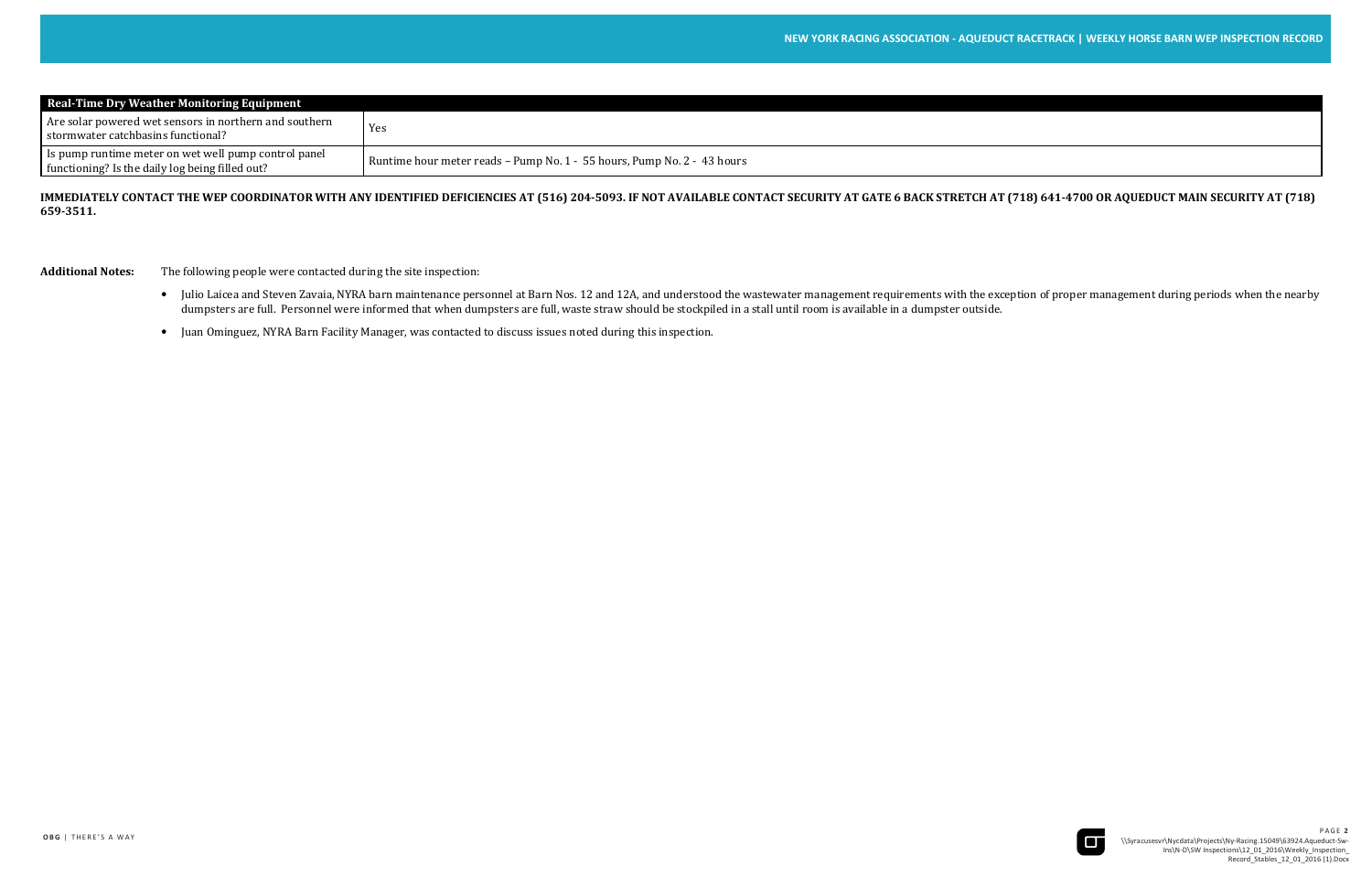| Real-Time Dry Weather Monitoring Equipment | |
|---|---|
| Are solar powered wet sensors in northern and southern stormwater catchbasins functional? | Yes |
| Is pump runtime meter on wet well pump control panel functioning? Is the daily log being filled out? | Runtime hour meter reads – Pump No. 1 - 55 hours, Pump No. 2 - 43 hours |

**IMMEDIATELY CONTACT THE WEP COORDINATOR WITH ANY IDENTIFIED DEFICIENCIES AT (516) 204-5093. IF NOT AVAILABLE CONTACT SECURITY AT GATE 6 BACK STRETCH AT (718) 641-4700 OR AQUEDUCT MAIN SECURITY AT (718) 659-3511.**

**Additional Notes:** The following people were contacted during the site inspection:

- Julio Laicea and Steven Zavaia, NYRA barn maintenance personnel at Barn Nos. 12 and 12A, and understood the wastewater management requirements with the exception of proper management during periods when the nearby dumpsters are full. Personnel were informed that when dumpsters are full, waste straw should be stockpiled in a stall until room is available in a dumpster outside.
- Juan Ominguez, NYRA Barn Facility Manager, was contacted to discuss issues noted during this inspection.